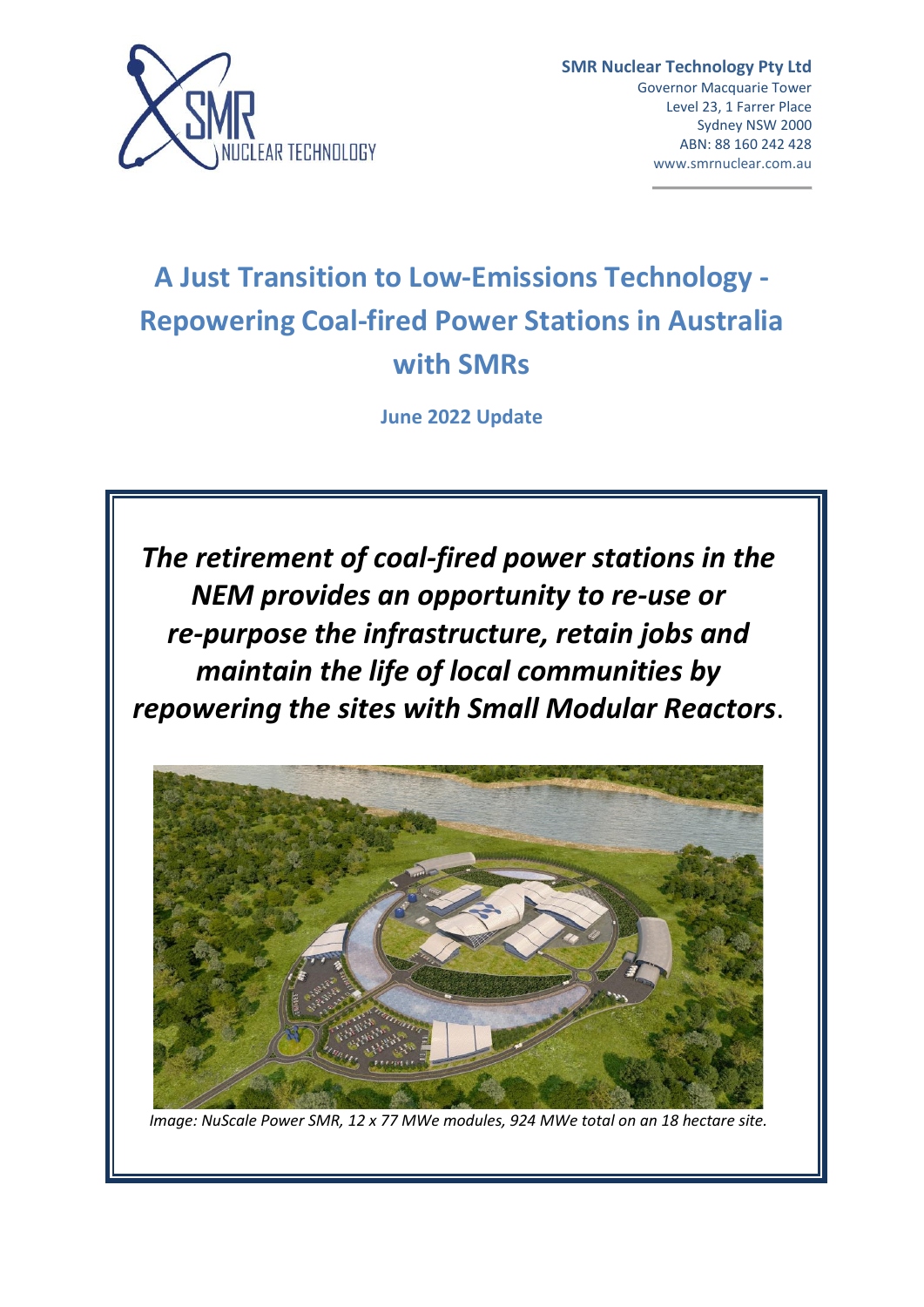**SMR Nuclear Technology Pty Ltd**
Governor Macquarie Tower
Level 23, 1 Farrer Place
Sydney NSW 2000
ABN: 88 160 242 428
www.smrnuclear.com.au

# A Just Transition to Low-Emissions Technology - Repowering Coal-fired Power Stations in Australia with SMRs

**June 2022 Update**

***The retirement of coal-fired power stations in the NEM provides an opportunity to re-use or re-purpose the infrastructure, retain jobs and maintain the life of local communities by repowering the sites with Small Modular Reactors*.**

*Image: NuScale Power SMR, 12 x 77 MWe modules, 924 MWe total on an 18 hectare site.*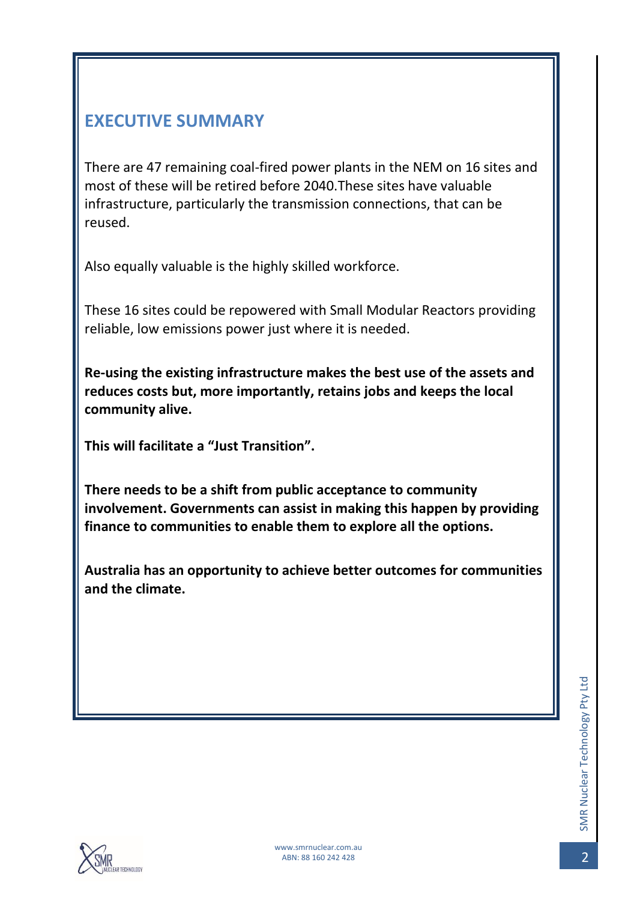## EXECUTIVE SUMMARY

There are 47 remaining coal-fired power plants in the NEM on 16 sites and most of these will be retired before 2040.These sites have valuable infrastructure, particularly the transmission connections, that can be reused.

Also equally valuable is the highly skilled workforce.

These 16 sites could be repowered with Small Modular Reactors providing reliable, low emissions power just where it is needed.

**Re-using the existing infrastructure makes the best use of the assets and reduces costs but, more importantly, retains jobs and keeps the local community alive.**

**This will facilitate a "Just Transition".**

**There needs to be a shift from public acceptance to community involvement. Governments can assist in making this happen by providing finance to communities to enable them to explore all the options.**

**Australia has an opportunity to achieve better outcomes for communities and the climate.**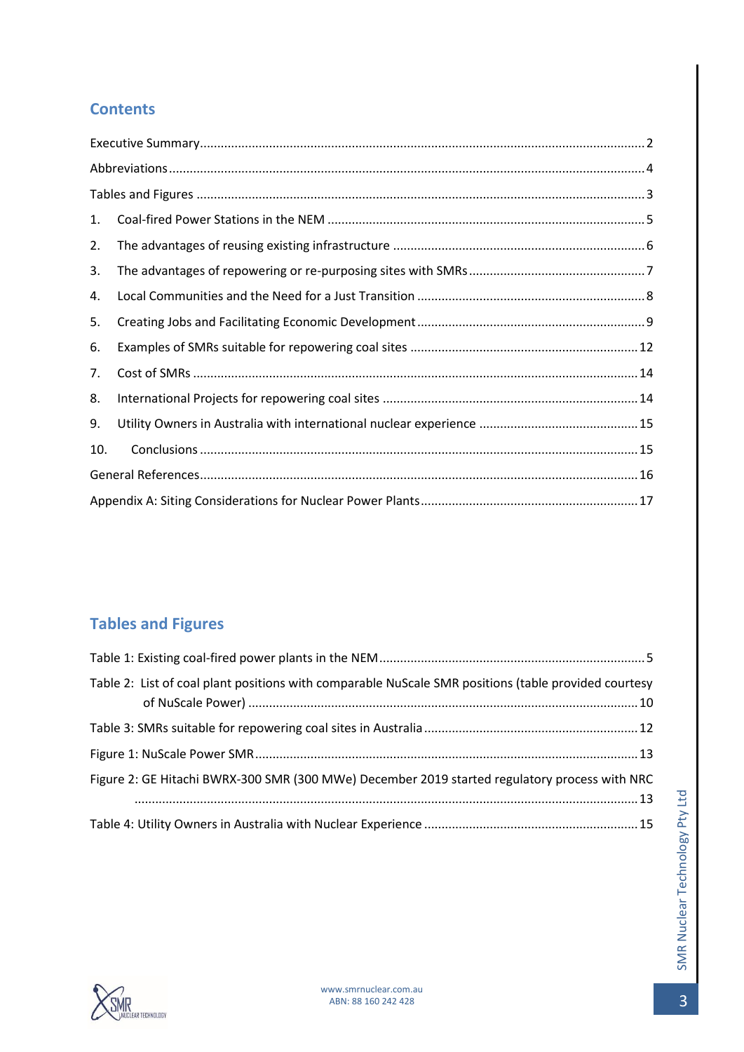## Contents

Executive Summary .......... 2

Abbreviations .......... 4

Tables and Figures .......... 3

1. Coal-fired Power Stations in the NEM .......... 5
2. The advantages of reusing existing infrastructure .......... 6
3. The advantages of repowering or re-purposing sites with SMRs .......... 7
4. Local Communities and the Need for a Just Transition .......... 8
5. Creating Jobs and Facilitating Economic Development .......... 9
6. Examples of SMRs suitable for repowering coal sites .......... 12
7. Cost of SMRs .......... 14
8. International Projects for repowering coal sites .......... 14
9. Utility Owners in Australia with international nuclear experience .......... 15
10. Conclusions .......... 15

General References .......... 16

Appendix A: Siting Considerations for Nuclear Power Plants .......... 17

## Tables and Figures

Table 1: Existing coal-fired power plants in the NEM .......... 5

Table 2: List of coal plant positions with comparable NuScale SMR positions (table provided courtesy of NuScale Power) .......... 10

Table 3: SMRs suitable for repowering coal sites in Australia .......... 12

Figure 1: NuScale Power SMR .......... 13

Figure 2: GE Hitachi BWRX-300 SMR (300 MWe) December 2019 started regulatory process with NRC .......... 13

Table 4: Utility Owners in Australia with Nuclear Experience .......... 15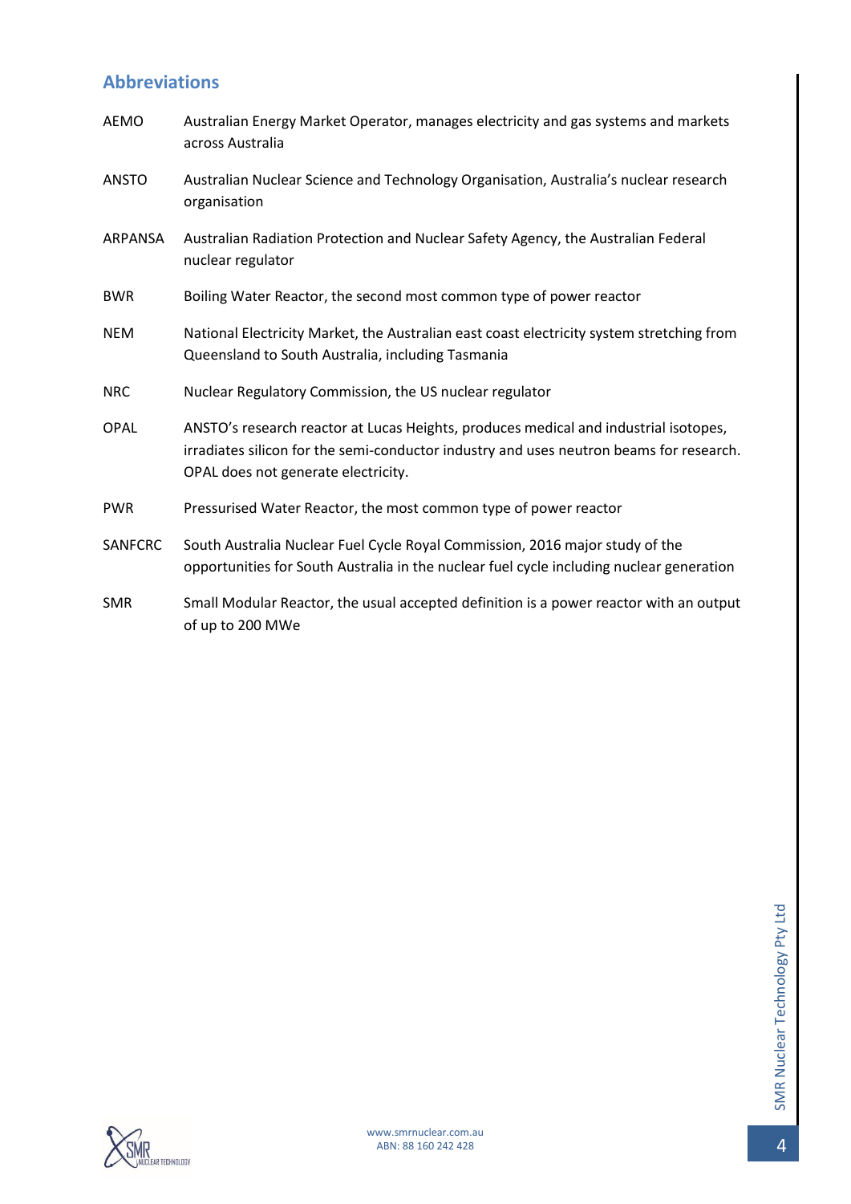## Abbreviations

| | |
|---|---|
| AEMO | Australian Energy Market Operator, manages electricity and gas systems and markets across Australia |
| ANSTO | Australian Nuclear Science and Technology Organisation, Australia's nuclear research organisation |
| ARPANSA | Australian Radiation Protection and Nuclear Safety Agency, the Australian Federal nuclear regulator |
| BWR | Boiling Water Reactor, the second most common type of power reactor |
| NEM | National Electricity Market, the Australian east coast electricity system stretching from Queensland to South Australia, including Tasmania |
| NRC | Nuclear Regulatory Commission, the US nuclear regulator |
| OPAL | ANSTO's research reactor at Lucas Heights, produces medical and industrial isotopes, irradiates silicon for the semi-conductor industry and uses neutron beams for research. OPAL does not generate electricity. |
| PWR | Pressurised Water Reactor, the most common type of power reactor |
| SANFCRC | South Australia Nuclear Fuel Cycle Royal Commission, 2016 major study of the opportunities for South Australia in the nuclear fuel cycle including nuclear generation |
| SMR | Small Modular Reactor, the usual accepted definition is a power reactor with an output of up to 200 MWe |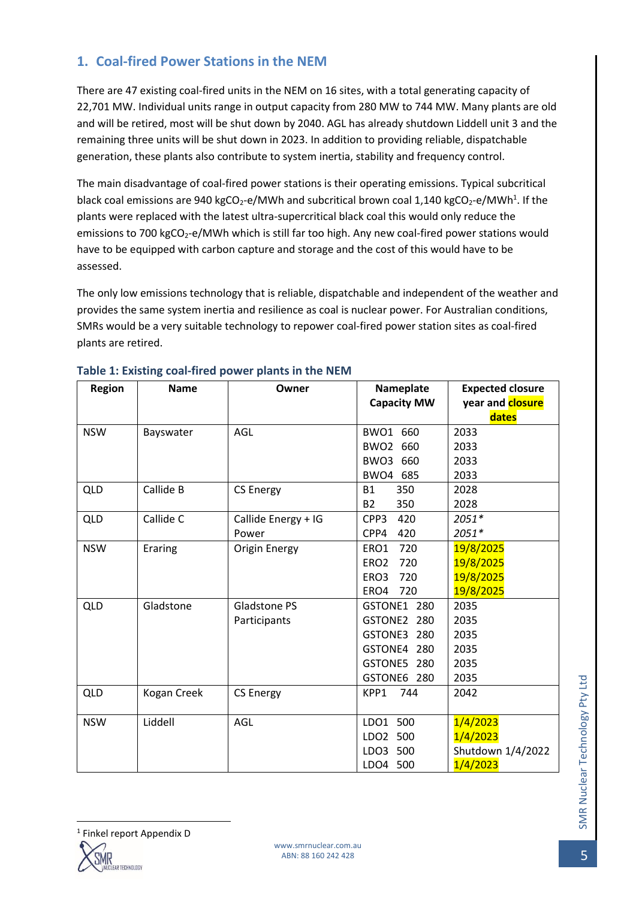## 1. Coal-fired Power Stations in the NEM

There are 47 existing coal-fired units in the NEM on 16 sites, with a total generating capacity of 22,701 MW. Individual units range in output capacity from 280 MW to 744 MW. Many plants are old and will be retired, most will be shut down by 2040. AGL has already shutdown Liddell unit 3 and the remaining three units will be shut down in 2023. In addition to providing reliable, dispatchable generation, these plants also contribute to system inertia, stability and frequency control.

The main disadvantage of coal-fired power stations is their operating emissions. Typical subcritical black coal emissions are 940 kg$CO_2$-e/MWh and subcritical brown coal 1,140 kg$CO_2$-e/MWh[1]. If the plants were replaced with the latest ultra-supercritical black coal this would only reduce the emissions to 700 kg$CO_2$-e/MWh which is still far too high. Any new coal-fired power stations would have to be equipped with carbon capture and storage and the cost of this would have to be assessed.

The only low emissions technology that is reliable, dispatchable and independent of the weather and provides the same system inertia and resilience as coal is nuclear power. For Australian conditions, SMRs would be a very suitable technology to repower coal-fired power station sites as coal-fired plants are retired.

**Table 1: Existing coal-fired power plants in the NEM**

| Region | Name | Owner | Nameplate Capacity MW | Expected closure year and closure dates |
|---|---|---|---|---|
| NSW | Bayswater | AGL | BWO1 660 | 2033 |
| | | | BWO2 660 | 2033 |
| | | | BWO3 660 | 2033 |
| | | | BWO4 685 | 2033 |
| QLD | Callide B | CS Energy | B1 350 | 2028 |
| | | | B2 350 | 2028 |
| QLD | Callide C | Callide Energy + IG Power | CPP3 420 | *2051\** |
| | | | CPP4 420 | *2051\** |
| NSW | Eraring | Origin Energy | ERO1 720 | 19/8/2025 |
| | | | ERO2 720 | 19/8/2025 |
| | | | ERO3 720 | 19/8/2025 |
| | | | ERO4 720 | 19/8/2025 |
| QLD | Gladstone | Gladstone PS Participants | GSTONE1 280 | 2035 |
| | | | GSTONE2 280 | 2035 |
| | | | GSTONE3 280 | 2035 |
| | | | GSTONE4 280 | 2035 |
| | | | GSTONE5 280 | 2035 |
| | | | GSTONE6 280 | 2035 |
| QLD | Kogan Creek | CS Energy | KPP1 744 | 2042 |
| NSW | Liddell | AGL | LDO1 500 | 1/4/2023 |
| | | | LDO2 500 | 1/4/2023 |
| | | | LDO3 500 | Shutdown 1/4/2022 |
| | | | LDO4 500 | 1/4/2023 |

[1] Finkel report Appendix D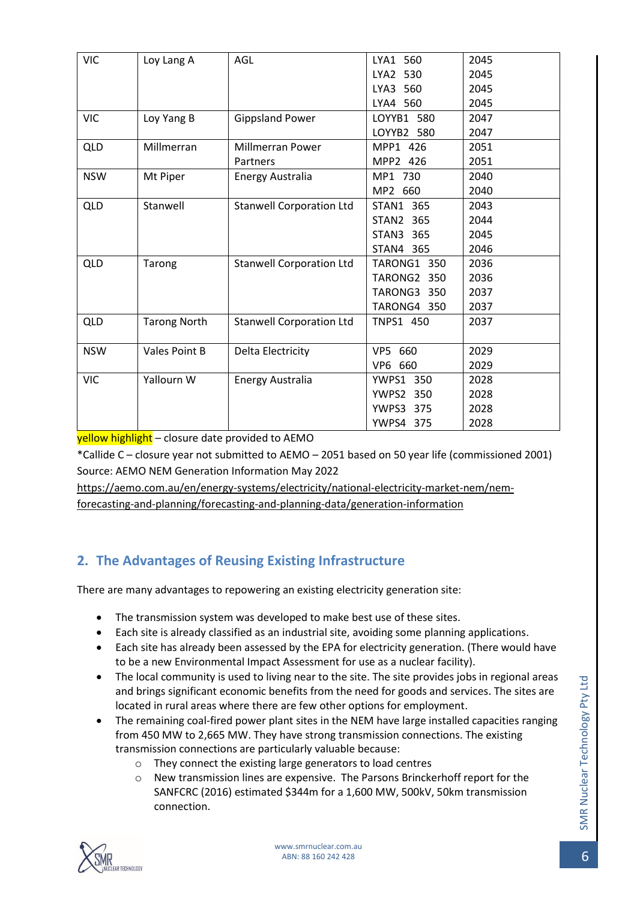| VIC | Loy Lang A | AGL | LYA1 560<br>LYA2 530<br>LYA3 560<br>LYA4 560 | 2045<br>2045<br>2045<br>2045 |
|---|---|---|---|---|
| VIC | Loy Yang B | Gippsland Power | LOYYB1 580<br>LOYYB2 580 | 2047<br>2047 |
| QLD | Millmerran | Millmerran Power Partners | MPP1 426<br>MPP2 426 | 2051<br>2051 |
| NSW | Mt Piper | Energy Australia | MP1 730<br>MP2 660 | 2040<br>2040 |
| QLD | Stanwell | Stanwell Corporation Ltd | STAN1 365<br>STAN2 365<br>STAN3 365<br>STAN4 365 | 2043<br>2044<br>2045<br>2046 |
| QLD | Tarong | Stanwell Corporation Ltd | TARONG1 350<br>TARONG2 350<br>TARONG3 350<br>TARONG4 350 | 2036<br>2036<br>2037<br>2037 |
| QLD | Tarong North | Stanwell Corporation Ltd | TNPS1 450 | 2037 |
| NSW | Vales Point B | Delta Electricity | VP5 660<br>VP6 660 | 2029<br>2029 |
| VIC | Yallourn W | Energy Australia | YWPS1 350<br>YWPS2 350<br>YWPS3 375<br>YWPS4 375 | 2028<br>2028<br>2028<br>2028 |

yellow highlight – closure date provided to AEMO

*Callide C – closure year not submitted to AEMO – 2051 based on 50 year life (commissioned 2001)

Source: AEMO NEM Generation Information May 2022

https://aemo.com.au/en/energy-systems/electricity/national-electricity-market-nem/nem-forecasting-and-planning/forecasting-and-planning-data/generation-information

## 2. The Advantages of Reusing Existing Infrastructure

There are many advantages to repowering an existing electricity generation site:

- The transmission system was developed to make best use of these sites.
- Each site is already classified as an industrial site, avoiding some planning applications.
- Each site has already been assessed by the EPA for electricity generation. (There would have to be a new Environmental Impact Assessment for use as a nuclear facility).
- The local community is used to living near to the site. The site provides jobs in regional areas and brings significant economic benefits from the need for goods and services. The sites are located in rural areas where there are few other options for employment.
- The remaining coal-fired power plant sites in the NEM have large installed capacities ranging from 450 MW to 2,665 MW. They have strong transmission connections. The existing transmission connections are particularly valuable because:
  - They connect the existing large generators to load centres
  - New transmission lines are expensive. The Parsons Brinckerhoff report for the SANFCRC (2016) estimated $344m for a 1,600 MW, 500kV, 50km transmission connection.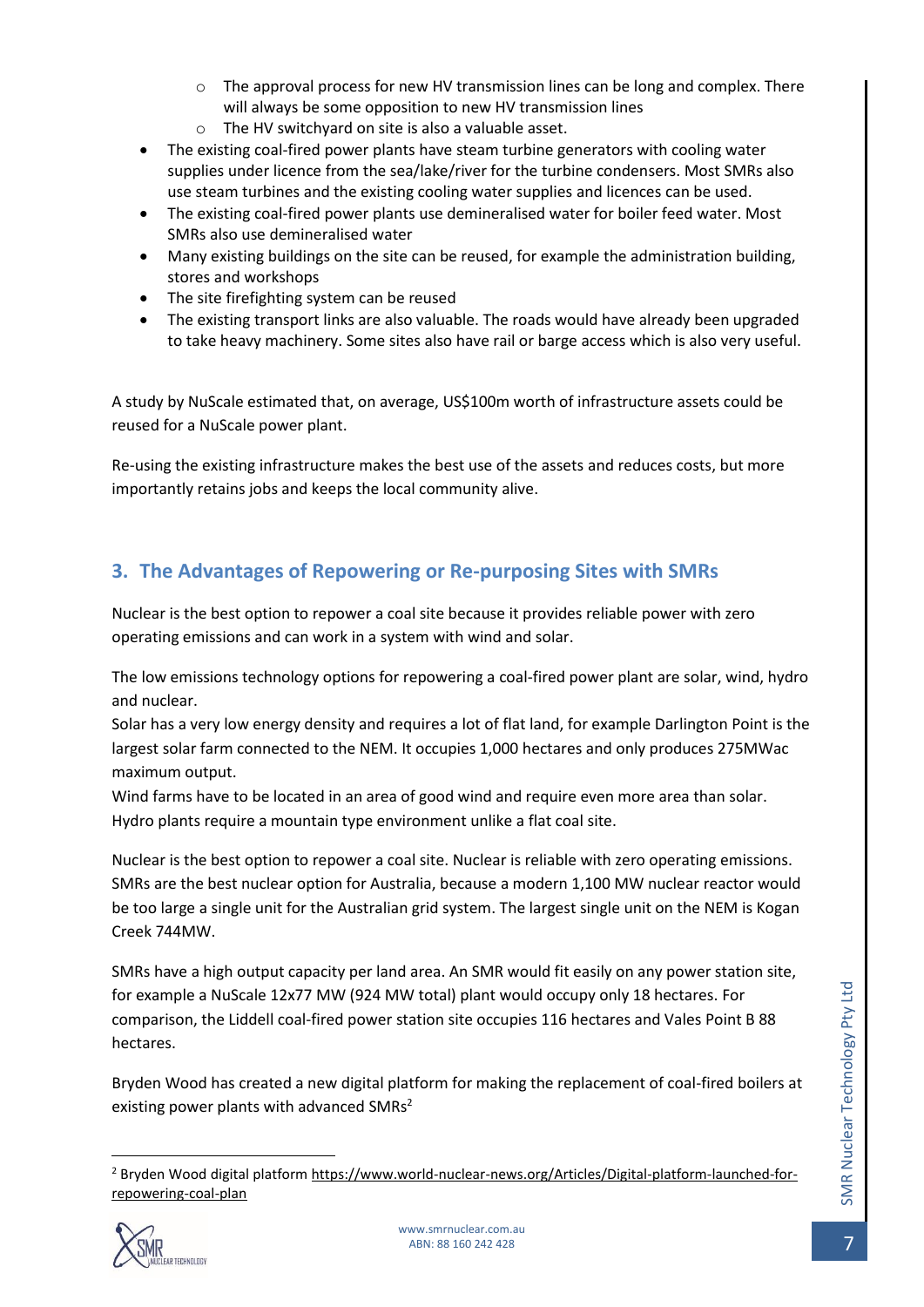- The approval process for new HV transmission lines can be long and complex. There will always be some opposition to new HV transmission lines
    - The HV switchyard on site is also a valuable asset.
- The existing coal-fired power plants have steam turbine generators with cooling water supplies under licence from the sea/lake/river for the turbine condensers. Most SMRs also use steam turbines and the existing cooling water supplies and licences can be used.
- The existing coal-fired power plants use demineralised water for boiler feed water. Most SMRs also use demineralised water
- Many existing buildings on the site can be reused, for example the administration building, stores and workshops
- The site firefighting system can be reused
- The existing transport links are also valuable. The roads would have already been upgraded to take heavy machinery. Some sites also have rail or barge access which is also very useful.

A study by NuScale estimated that, on average, US$100m worth of infrastructure assets could be reused for a NuScale power plant.

Re-using the existing infrastructure makes the best use of the assets and reduces costs, but more importantly retains jobs and keeps the local community alive.

## 3. The Advantages of Repowering or Re-purposing Sites with SMRs

Nuclear is the best option to repower a coal site because it provides reliable power with zero operating emissions and can work in a system with wind and solar.

The low emissions technology options for repowering a coal-fired power plant are solar, wind, hydro and nuclear.
Solar has a very low energy density and requires a lot of flat land, for example Darlington Point is the largest solar farm connected to the NEM. It occupies 1,000 hectares and only produces 275MWac maximum output.
Wind farms have to be located in an area of good wind and require even more area than solar.
Hydro plants require a mountain type environment unlike a flat coal site.

Nuclear is the best option to repower a coal site. Nuclear is reliable with zero operating emissions. SMRs are the best nuclear option for Australia, because a modern 1,100 MW nuclear reactor would be too large a single unit for the Australian grid system. The largest single unit on the NEM is Kogan Creek 744MW.

SMRs have a high output capacity per land area. An SMR would fit easily on any power station site, for example a NuScale 12x77 MW (924 MW total) plant would occupy only 18 hectares. For comparison, the Liddell coal-fired power station site occupies 116 hectares and Vales Point B 88 hectares.

Bryden Wood has created a new digital platform for making the replacement of coal-fired boilers at existing power plants with advanced SMRs[2]

[2] Bryden Wood digital platform https://www.world-nuclear-news.org/Articles/Digital-platform-launched-for-repowering-coal-plan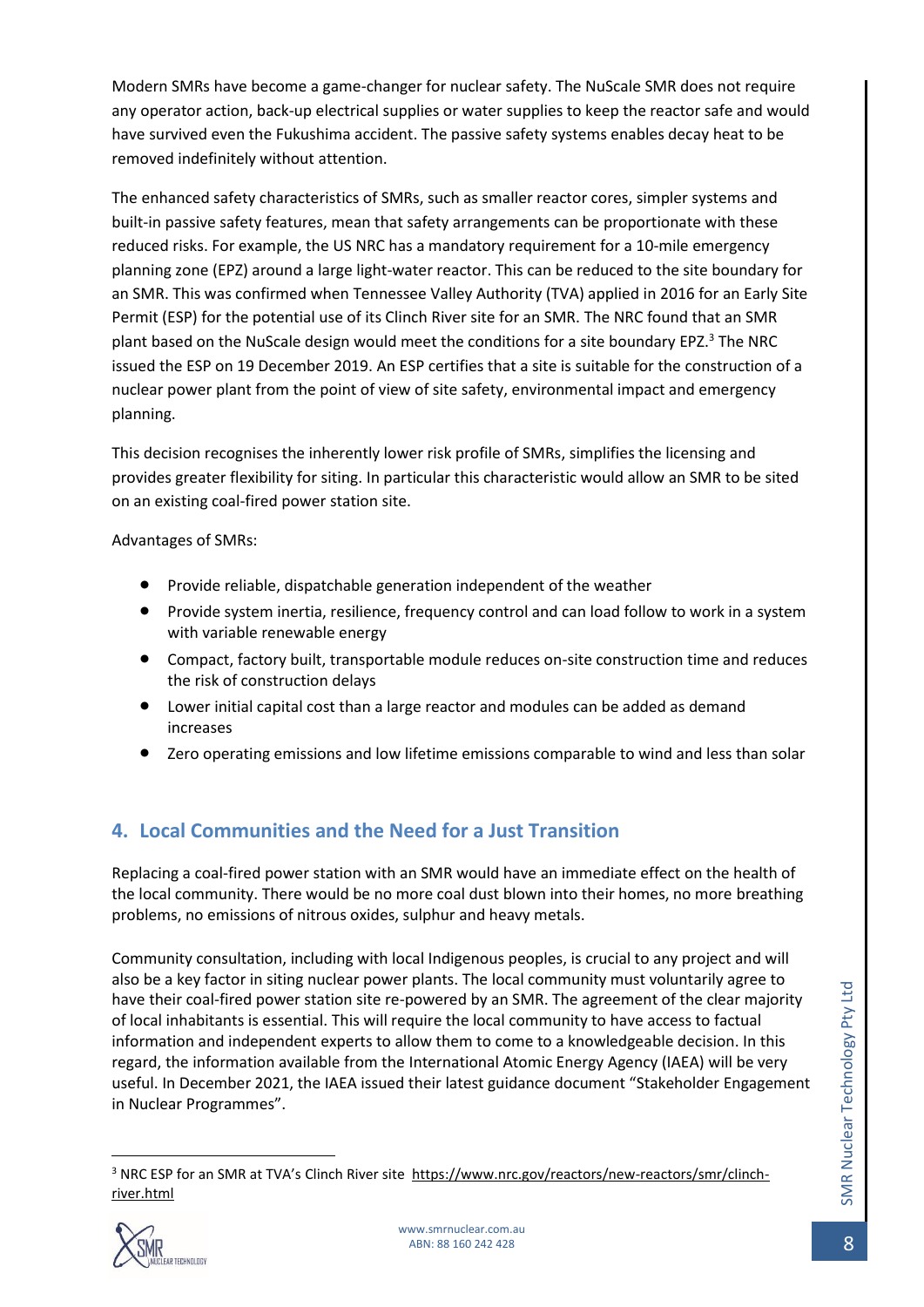Modern SMRs have become a game-changer for nuclear safety. The NuScale SMR does not require any operator action, back-up electrical supplies or water supplies to keep the reactor safe and would have survived even the Fukushima accident. The passive safety systems enables decay heat to be removed indefinitely without attention.

The enhanced safety characteristics of SMRs, such as smaller reactor cores, simpler systems and built-in passive safety features, mean that safety arrangements can be proportionate with these reduced risks. For example, the US NRC has a mandatory requirement for a 10-mile emergency planning zone (EPZ) around a large light-water reactor. This can be reduced to the site boundary for an SMR. This was confirmed when Tennessee Valley Authority (TVA) applied in 2016 for an Early Site Permit (ESP) for the potential use of its Clinch River site for an SMR. The NRC found that an SMR plant based on the NuScale design would meet the conditions for a site boundary EPZ.[3] The NRC issued the ESP on 19 December 2019. An ESP certifies that a site is suitable for the construction of a nuclear power plant from the point of view of site safety, environmental impact and emergency planning.

This decision recognises the inherently lower risk profile of SMRs, simplifies the licensing and provides greater flexibility for siting. In particular this characteristic would allow an SMR to be sited on an existing coal-fired power station site.

Advantages of SMRs:

- Provide reliable, dispatchable generation independent of the weather
- Provide system inertia, resilience, frequency control and can load follow to work in a system with variable renewable energy
- Compact, factory built, transportable module reduces on-site construction time and reduces the risk of construction delays
- Lower initial capital cost than a large reactor and modules can be added as demand increases
- Zero operating emissions and low lifetime emissions comparable to wind and less than solar

## 4. Local Communities and the Need for a Just Transition

Replacing a coal-fired power station with an SMR would have an immediate effect on the health of the local community. There would be no more coal dust blown into their homes, no more breathing problems, no emissions of nitrous oxides, sulphur and heavy metals.

Community consultation, including with local Indigenous peoples, is crucial to any project and will also be a key factor in siting nuclear power plants. The local community must voluntarily agree to have their coal-fired power station site re-powered by an SMR. The agreement of the clear majority of local inhabitants is essential. This will require the local community to have access to factual information and independent experts to allow them to come to a knowledgeable decision. In this regard, the information available from the International Atomic Energy Agency (IAEA) will be very useful. In December 2021, the IAEA issued their latest guidance document "Stakeholder Engagement in Nuclear Programmes".

[3] NRC ESP for an SMR at TVA's Clinch River site https://www.nrc.gov/reactors/new-reactors/smr/clinch-river.html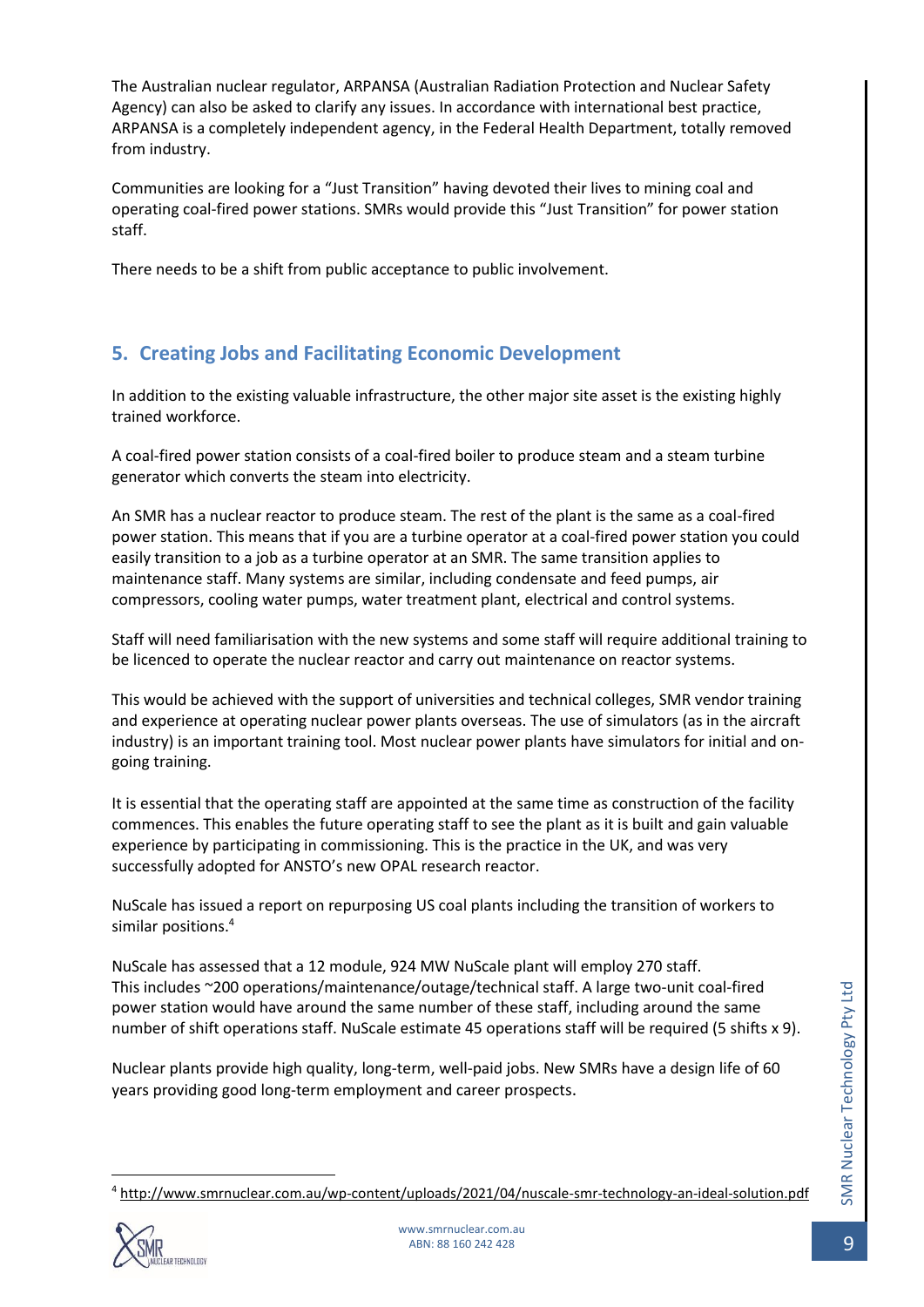The Australian nuclear regulator, ARPANSA (Australian Radiation Protection and Nuclear Safety Agency) can also be asked to clarify any issues. In accordance with international best practice, ARPANSA is a completely independent agency, in the Federal Health Department, totally removed from industry.

Communities are looking for a "Just Transition" having devoted their lives to mining coal and operating coal-fired power stations. SMRs would provide this "Just Transition" for power station staff.

There needs to be a shift from public acceptance to public involvement.

## 5. Creating Jobs and Facilitating Economic Development

In addition to the existing valuable infrastructure, the other major site asset is the existing highly trained workforce.

A coal-fired power station consists of a coal-fired boiler to produce steam and a steam turbine generator which converts the steam into electricity.

An SMR has a nuclear reactor to produce steam. The rest of the plant is the same as a coal-fired power station. This means that if you are a turbine operator at a coal-fired power station you could easily transition to a job as a turbine operator at an SMR. The same transition applies to maintenance staff. Many systems are similar, including condensate and feed pumps, air compressors, cooling water pumps, water treatment plant, electrical and control systems.

Staff will need familiarisation with the new systems and some staff will require additional training to be licenced to operate the nuclear reactor and carry out maintenance on reactor systems.

This would be achieved with the support of universities and technical colleges, SMR vendor training and experience at operating nuclear power plants overseas. The use of simulators (as in the aircraft industry) is an important training tool. Most nuclear power plants have simulators for initial and on-going training.

It is essential that the operating staff are appointed at the same time as construction of the facility commences. This enables the future operating staff to see the plant as it is built and gain valuable experience by participating in commissioning. This is the practice in the UK, and was very successfully adopted for ANSTO's new OPAL research reactor.

NuScale has issued a report on repurposing US coal plants including the transition of workers to similar positions.[4]

NuScale has assessed that a 12 module, 924 MW NuScale plant will employ 270 staff. This includes ~200 operations/maintenance/outage/technical staff. A large two-unit coal-fired power station would have around the same number of these staff, including around the same number of shift operations staff. NuScale estimate 45 operations staff will be required (5 shifts x 9).

Nuclear plants provide high quality, long-term, well-paid jobs. New SMRs have a design life of 60 years providing good long-term employment and career prospects.

[4] http://www.smrnuclear.com.au/wp-content/uploads/2021/04/nuscale-smr-technology-an-ideal-solution.pdf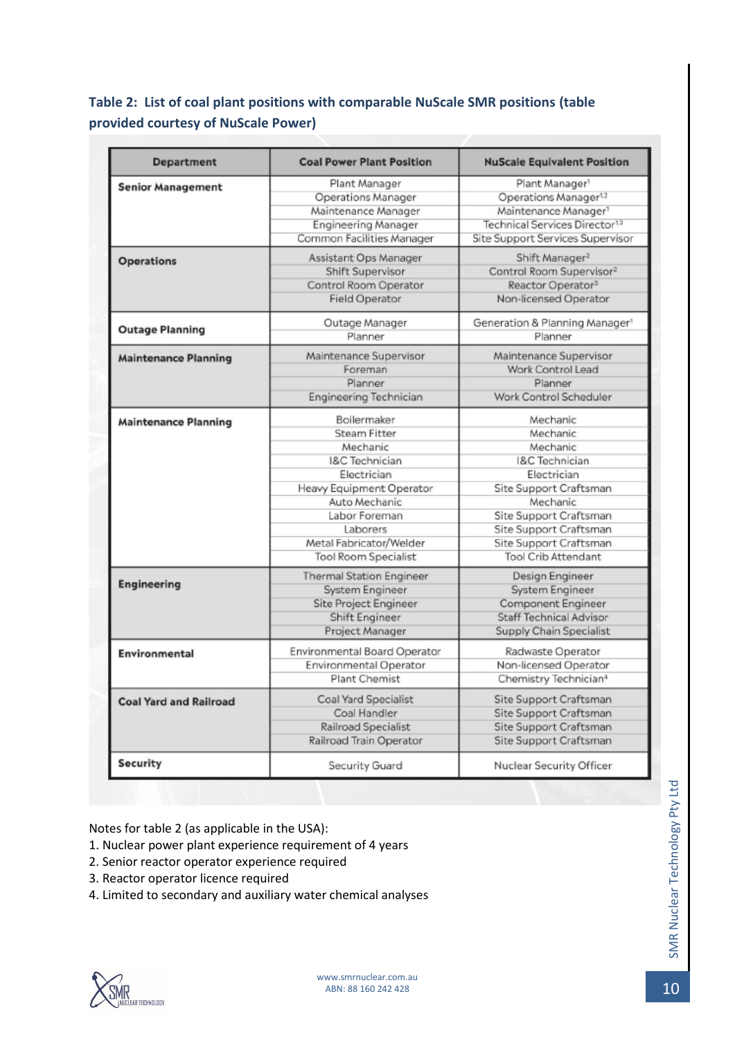**Table 2: List of coal plant positions with comparable NuScale SMR positions (table provided courtesy of NuScale Power)**

| Department | Coal Power Plant Position | NuScale Equivalent Position |
|---|---|---|
| **Senior Management** | Plant Manager | Plant Manager[1] |
| | Operations Manager | Operations Manager[1,2] |
| | Maintenance Manager | Maintenance Manager[1] |
| | Engineering Manager | Technical Services Director[1,2] |
| | Common Facilities Manager | Site Support Services Supervisor |
| **Operations** | Assistant Ops Manager | Shift Manager[2] |
| | Shift Supervisor | Control Room Supervisor[2] |
| | Control Room Operator | Reactor Operator[3] |
| | Field Operator | Non-licensed Operator |
| **Outage Planning** | Outage Manager | Generation & Planning Manager[1] |
| | Planner | Planner |
| **Maintenance Planning** | Maintenance Supervisor | Maintenance Supervisor |
| | Foreman | Work Control Lead |
| | Planner | Planner |
| | Engineering Technician | Work Control Scheduler |
| **Maintenance Planning** | Boilermaker | Mechanic |
| | Steam Fitter | Mechanic |
| | Mechanic | Mechanic |
| | I&C Technician | I&C Technician |
| | Electrician | Electrician |
| | Heavy Equipment Operator | Site Support Craftsman |
| | Auto Mechanic | Mechanic |
| | Labor Foreman | Site Support Craftsman |
| | Laborers | Site Support Craftsman |
| | Metal Fabricator/Welder | Site Support Craftsman |
| | Tool Room Specialist | Tool Crib Attendant |
| **Engineering** | Thermal Station Engineer | Design Engineer |
| | System Engineer | System Engineer |
| | Site Project Engineer | Component Engineer |
| | Shift Engineer | Staff Technical Advisor |
| | Project Manager | Supply Chain Specialist |
| **Environmental** | Environmental Board Operator | Radwaste Operator |
| | Environmental Operator | Non-licensed Operator |
| | Plant Chemist | Chemistry Technician[4] |
| **Coal Yard and Railroad** | Coal Yard Specialist | Site Support Craftsman |
| | Coal Handler | Site Support Craftsman |
| | Railroad Specialist | Site Support Craftsman |
| | Railroad Train Operator | Site Support Craftsman |
| **Security** | Security Guard | Nuclear Security Officer |

Notes for table 2 (as applicable in the USA):

1. Nuclear power plant experience requirement of 4 years
2. Senior reactor operator experience required
3. Reactor operator licence required
4. Limited to secondary and auxiliary water chemical analyses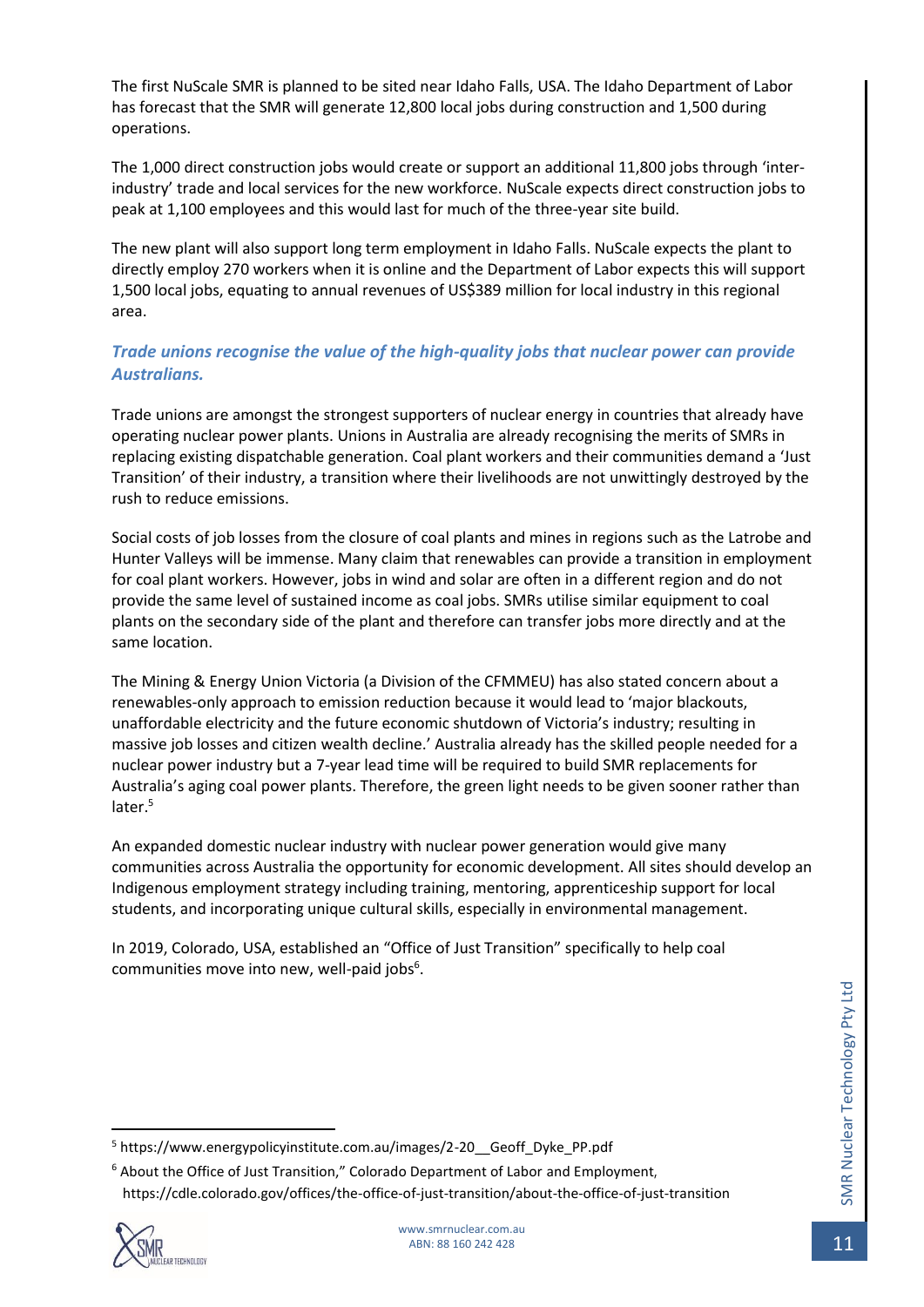The first NuScale SMR is planned to be sited near Idaho Falls, USA. The Idaho Department of Labor has forecast that the SMR will generate 12,800 local jobs during construction and 1,500 during operations.

The 1,000 direct construction jobs would create or support an additional 11,800 jobs through 'inter-industry' trade and local services for the new workforce. NuScale expects direct construction jobs to peak at 1,100 employees and this would last for much of the three-year site build.

The new plant will also support long term employment in Idaho Falls. NuScale expects the plant to directly employ 270 workers when it is online and the Department of Labor expects this will support 1,500 local jobs, equating to annual revenues of US$389 million for local industry in this regional area.

### *Trade unions recognise the value of the high-quality jobs that nuclear power can provide Australians.*

Trade unions are amongst the strongest supporters of nuclear energy in countries that already have operating nuclear power plants. Unions in Australia are already recognising the merits of SMRs in replacing existing dispatchable generation. Coal plant workers and their communities demand a 'Just Transition' of their industry, a transition where their livelihoods are not unwittingly destroyed by the rush to reduce emissions.

Social costs of job losses from the closure of coal plants and mines in regions such as the Latrobe and Hunter Valleys will be immense. Many claim that renewables can provide a transition in employment for coal plant workers. However, jobs in wind and solar are often in a different region and do not provide the same level of sustained income as coal jobs. SMRs utilise similar equipment to coal plants on the secondary side of the plant and therefore can transfer jobs more directly and at the same location.

The Mining & Energy Union Victoria (a Division of the CFMMEU) has also stated concern about a renewables-only approach to emission reduction because it would lead to 'major blackouts, unaffordable electricity and the future economic shutdown of Victoria's industry; resulting in massive job losses and citizen wealth decline.' Australia already has the skilled people needed for a nuclear power industry but a 7-year lead time will be required to build SMR replacements for Australia's aging coal power plants. Therefore, the green light needs to be given sooner rather than later.[5]

An expanded domestic nuclear industry with nuclear power generation would give many communities across Australia the opportunity for economic development. All sites should develop an Indigenous employment strategy including training, mentoring, apprenticeship support for local students, and incorporating unique cultural skills, especially in environmental management.

In 2019, Colorado, USA, established an "Office of Just Transition" specifically to help coal communities move into new, well-paid jobs[6].

---

[5] https://www.energypolicyinstitute.com.au/images/2-20__Geoff_Dyke_PP.pdf

[6] About the Office of Just Transition," Colorado Department of Labor and Employment, https://cdle.colorado.gov/offices/the-office-of-just-transition/about-the-office-of-just-transition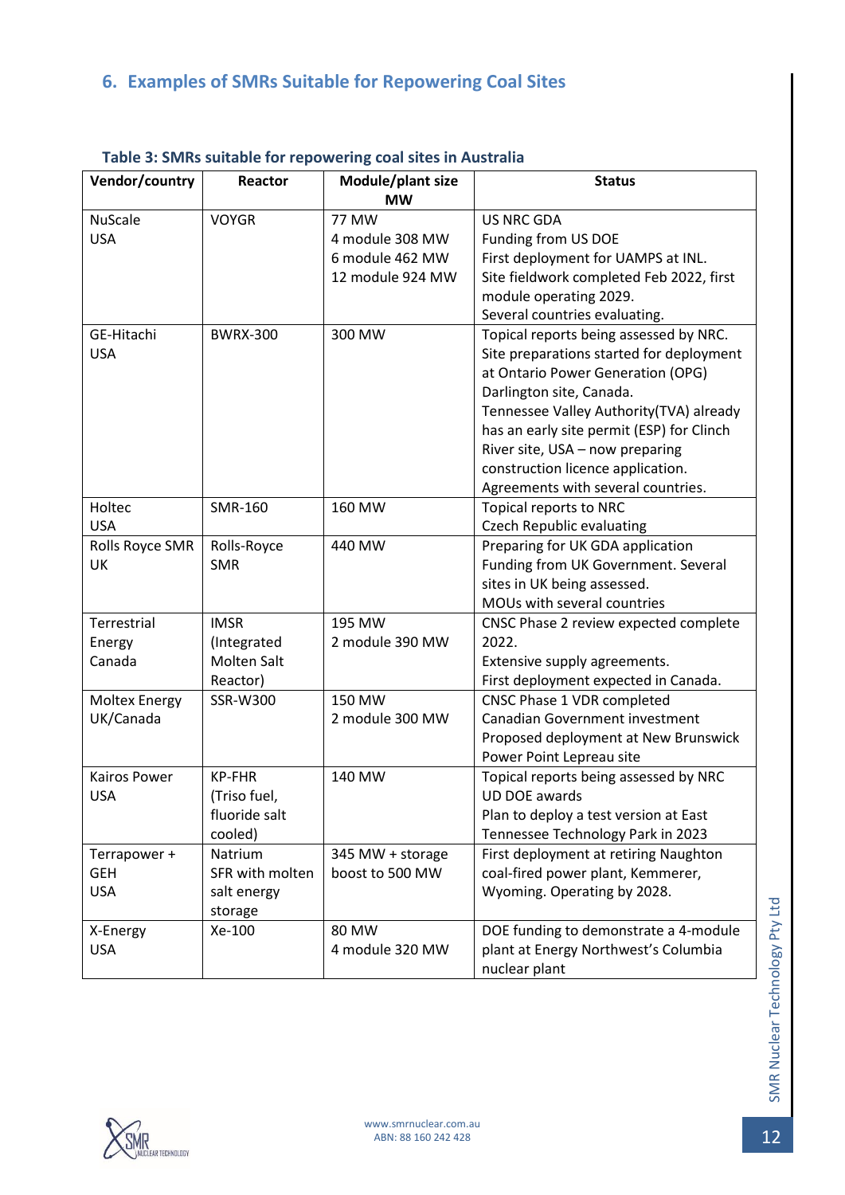## 6. Examples of SMRs Suitable for Repowering Coal Sites

**Table 3: SMRs suitable for repowering coal sites in Australia**

| Vendor/country | Reactor | Module/plant size MW | Status |
|---|---|---|---|
| NuScale<br>USA | VOYGR | 77 MW<br>4 module 308 MW<br>6 module 462 MW<br>12 module 924 MW | US NRC GDA<br>Funding from US DOE<br>First deployment for UAMPS at INL.<br>Site fieldwork completed Feb 2022, first module operating 2029.<br>Several countries evaluating. |
| GE-Hitachi<br>USA | BWRX-300 | 300 MW | Topical reports being assessed by NRC.<br>Site preparations started for deployment at Ontario Power Generation (OPG) Darlington site, Canada.<br>Tennessee Valley Authority(TVA) already has an early site permit (ESP) for Clinch River site, USA – now preparing construction licence application.<br>Agreements with several countries. |
| Holtec<br>USA | SMR-160 | 160 MW | Topical reports to NRC<br>Czech Republic evaluating |
| Rolls Royce SMR<br>UK | Rolls-Royce SMR | 440 MW | Preparing for UK GDA application<br>Funding from UK Government. Several sites in UK being assessed.<br>MOUs with several countries |
| Terrestrial Energy<br>Canada | IMSR (Integrated Molten Salt Reactor) | 195 MW<br>2 module 390 MW | CNSC Phase 2 review expected complete 2022.<br>Extensive supply agreements.<br>First deployment expected in Canada. |
| Moltex Energy<br>UK/Canada | SSR-W300 | 150 MW<br>2 module 300 MW | CNSC Phase 1 VDR completed<br>Canadian Government investment<br>Proposed deployment at New Brunswick Power Point Lepreau site |
| Kairos Power<br>USA | KP-FHR (Triso fuel, fluoride salt cooled) | 140 MW | Topical reports being assessed by NRC<br>UD DOE awards<br>Plan to deploy a test version at East Tennessee Technology Park in 2023 |
| Terrapower + GEH<br>USA | Natrium SFR with molten salt energy storage | 345 MW + storage boost to 500 MW | First deployment at retiring Naughton coal-fired power plant, Kemmerer, Wyoming. Operating by 2028. |
| X-Energy<br>USA | Xe-100 | 80 MW<br>4 module 320 MW | DOE funding to demonstrate a 4-module plant at Energy Northwest's Columbia nuclear plant |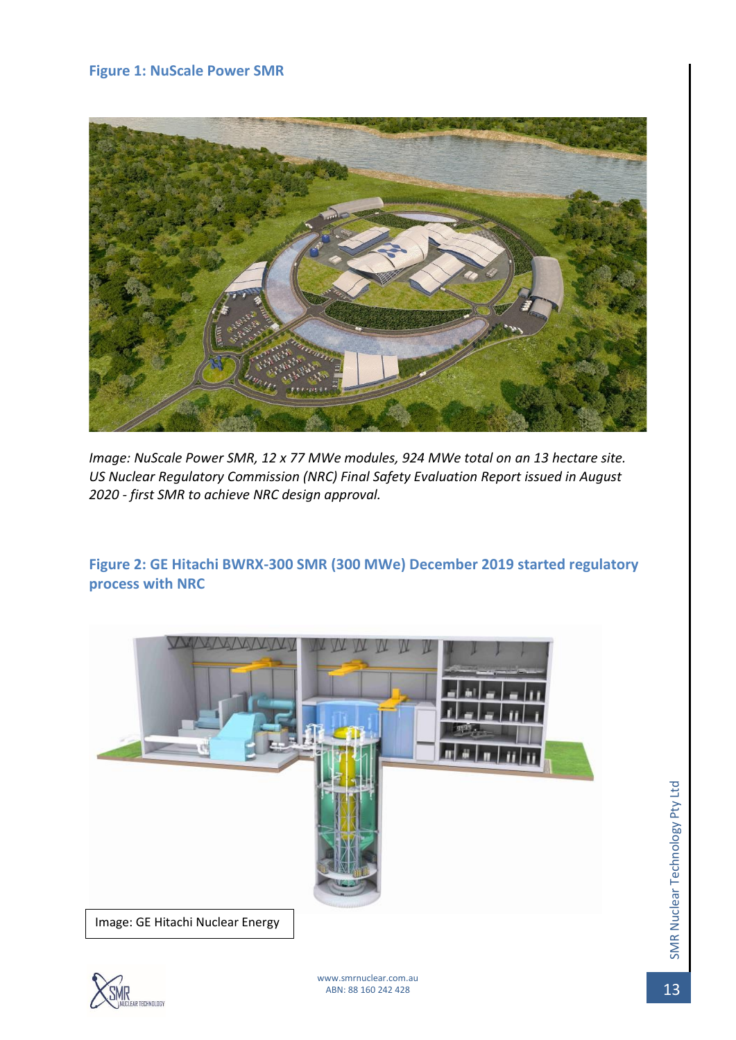**Figure 1: NuScale Power SMR**

*Image: NuScale Power SMR, 12 x 77 MWe modules, 924 MWe total on an 13 hectare site. US Nuclear Regulatory Commission (NRC) Final Safety Evaluation Report issued in August 2020 - first SMR to achieve NRC design approval.*

**Figure 2: GE Hitachi BWRX-300 SMR (300 MWe) December 2019 started regulatory process with NRC**

Image: GE Hitachi Nuclear Energy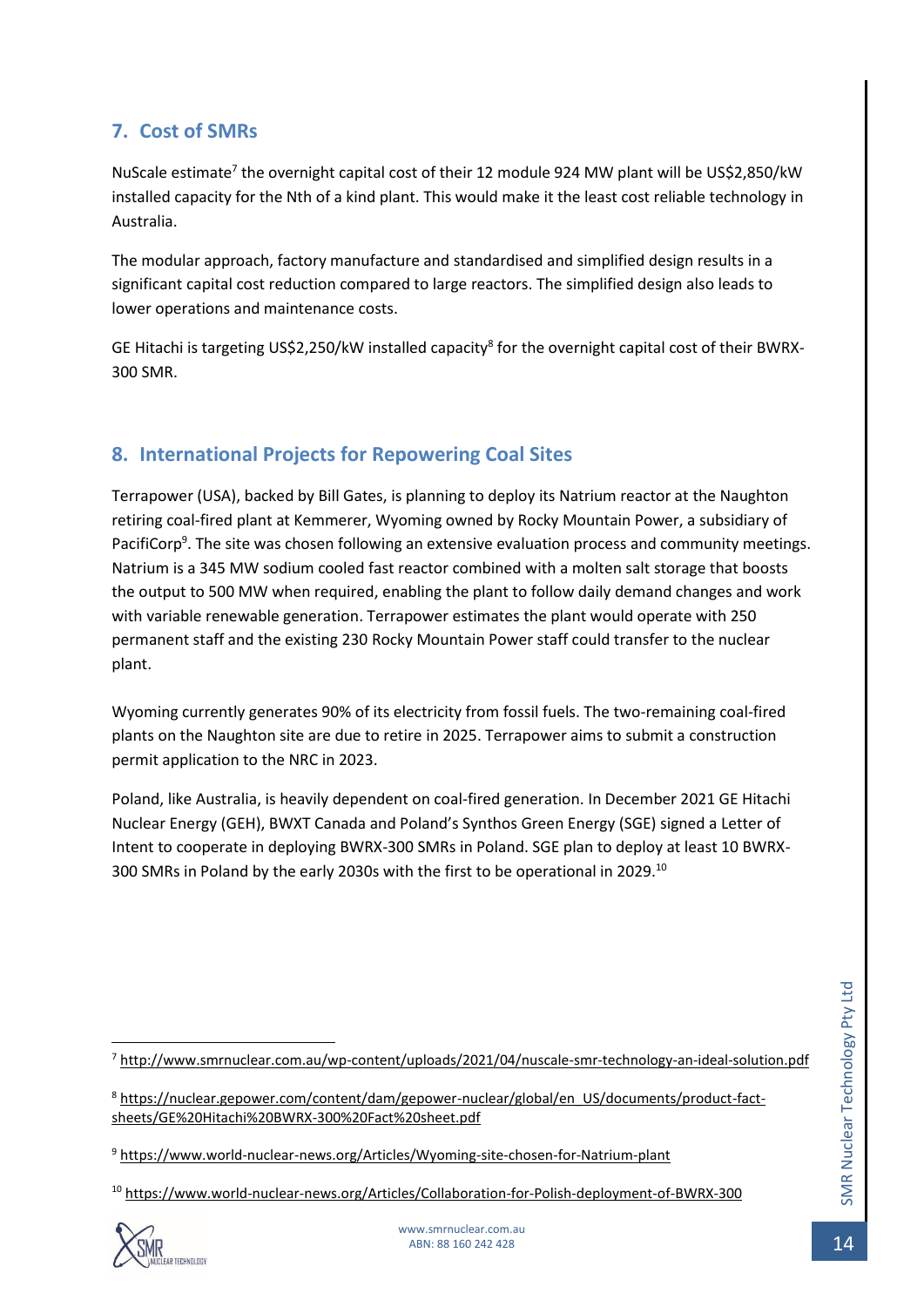## 7. Cost of SMRs

NuScale estimate[7] the overnight capital cost of their 12 module 924 MW plant will be US$2,850/kW installed capacity for the Nth of a kind plant. This would make it the least cost reliable technology in Australia.

The modular approach, factory manufacture and standardised and simplified design results in a significant capital cost reduction compared to large reactors. The simplified design also leads to lower operations and maintenance costs.

GE Hitachi is targeting US$2,250/kW installed capacity[8] for the overnight capital cost of their BWRX-300 SMR.

## 8. International Projects for Repowering Coal Sites

Terrapower (USA), backed by Bill Gates, is planning to deploy its Natrium reactor at the Naughton retiring coal-fired plant at Kemmerer, Wyoming owned by Rocky Mountain Power, a subsidiary of PacifiCorp[9]. The site was chosen following an extensive evaluation process and community meetings. Natrium is a 345 MW sodium cooled fast reactor combined with a molten salt storage that boosts the output to 500 MW when required, enabling the plant to follow daily demand changes and work with variable renewable generation. Terrapower estimates the plant would operate with 250 permanent staff and the existing 230 Rocky Mountain Power staff could transfer to the nuclear plant.

Wyoming currently generates 90% of its electricity from fossil fuels. The two-remaining coal-fired plants on the Naughton site are due to retire in 2025. Terrapower aims to submit a construction permit application to the NRC in 2023.

Poland, like Australia, is heavily dependent on coal-fired generation. In December 2021 GE Hitachi Nuclear Energy (GEH), BWXT Canada and Poland's Synthos Green Energy (SGE) signed a Letter of Intent to cooperate in deploying BWRX-300 SMRs in Poland. SGE plan to deploy at least 10 BWRX-300 SMRs in Poland by the early 2030s with the first to be operational in 2029.[10]

---

[7] http://www.smrnuclear.com.au/wp-content/uploads/2021/04/nuscale-smr-technology-an-ideal-solution.pdf

[8] https://nuclear.gepower.com/content/dam/gepower-nuclear/global/en_US/documents/product-fact-sheets/GE%20Hitachi%20BWRX-300%20Fact%20sheet.pdf

[9] https://www.world-nuclear-news.org/Articles/Wyoming-site-chosen-for-Natrium-plant

[10] https://www.world-nuclear-news.org/Articles/Collaboration-for-Polish-deployment-of-BWRX-300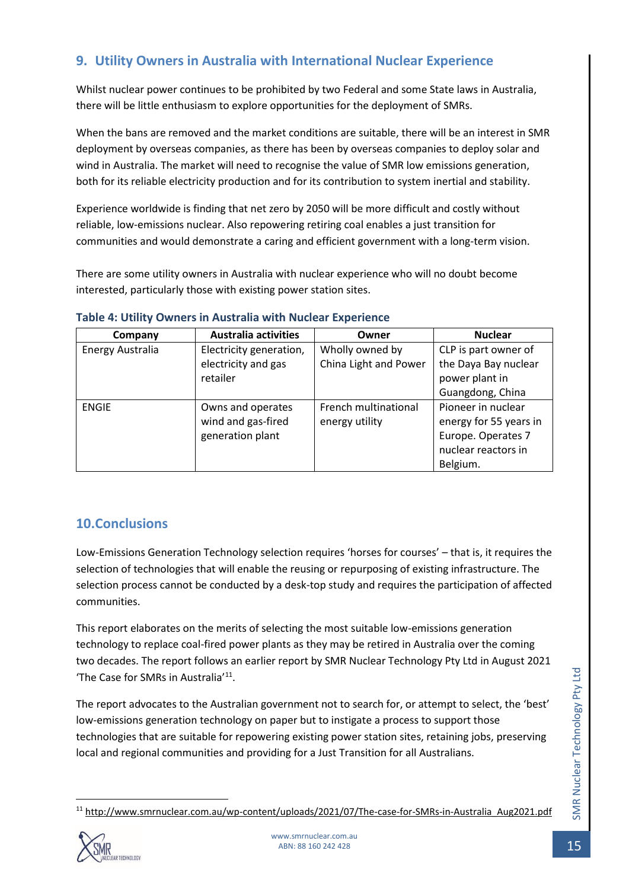## 9. Utility Owners in Australia with International Nuclear Experience

Whilst nuclear power continues to be prohibited by two Federal and some State laws in Australia, there will be little enthusiasm to explore opportunities for the deployment of SMRs.

When the bans are removed and the market conditions are suitable, there will be an interest in SMR deployment by overseas companies, as there has been by overseas companies to deploy solar and wind in Australia. The market will need to recognise the value of SMR low emissions generation, both for its reliable electricity production and for its contribution to system inertial and stability.

Experience worldwide is finding that net zero by 2050 will be more difficult and costly without reliable, low-emissions nuclear. Also repowering retiring coal enables a just transition for communities and would demonstrate a caring and efficient government with a long-term vision.

There are some utility owners in Australia with nuclear experience who will no doubt become interested, particularly those with existing power station sites.

**Table 4: Utility Owners in Australia with Nuclear Experience**

| Company | Australia activities | Owner | Nuclear |
|---|---|---|---|
| Energy Australia | Electricity generation, electricity and gas retailer | Wholly owned by China Light and Power | CLP is part owner of the Daya Bay nuclear power plant in Guangdong, China |
| ENGIE | Owns and operates wind and gas-fired generation plant | French multinational energy utility | Pioneer in nuclear energy for 55 years in Europe. Operates 7 nuclear reactors in Belgium. |

## 10. Conclusions

Low-Emissions Generation Technology selection requires 'horses for courses' – that is, it requires the selection of technologies that will enable the reusing or repurposing of existing infrastructure. The selection process cannot be conducted by a desk-top study and requires the participation of affected communities.

This report elaborates on the merits of selecting the most suitable low-emissions generation technology to replace coal-fired power plants as they may be retired in Australia over the coming two decades. The report follows an earlier report by SMR Nuclear Technology Pty Ltd in August 2021 'The Case for SMRs in Australia'[11].

The report advocates to the Australian government not to search for, or attempt to select, the 'best' low-emissions generation technology on paper but to instigate a process to support those technologies that are suitable for repowering existing power station sites, retaining jobs, preserving local and regional communities and providing for a Just Transition for all Australians.

[11] http://www.smrnuclear.com.au/wp-content/uploads/2021/07/The-case-for-SMRs-in-Australia_Aug2021.pdf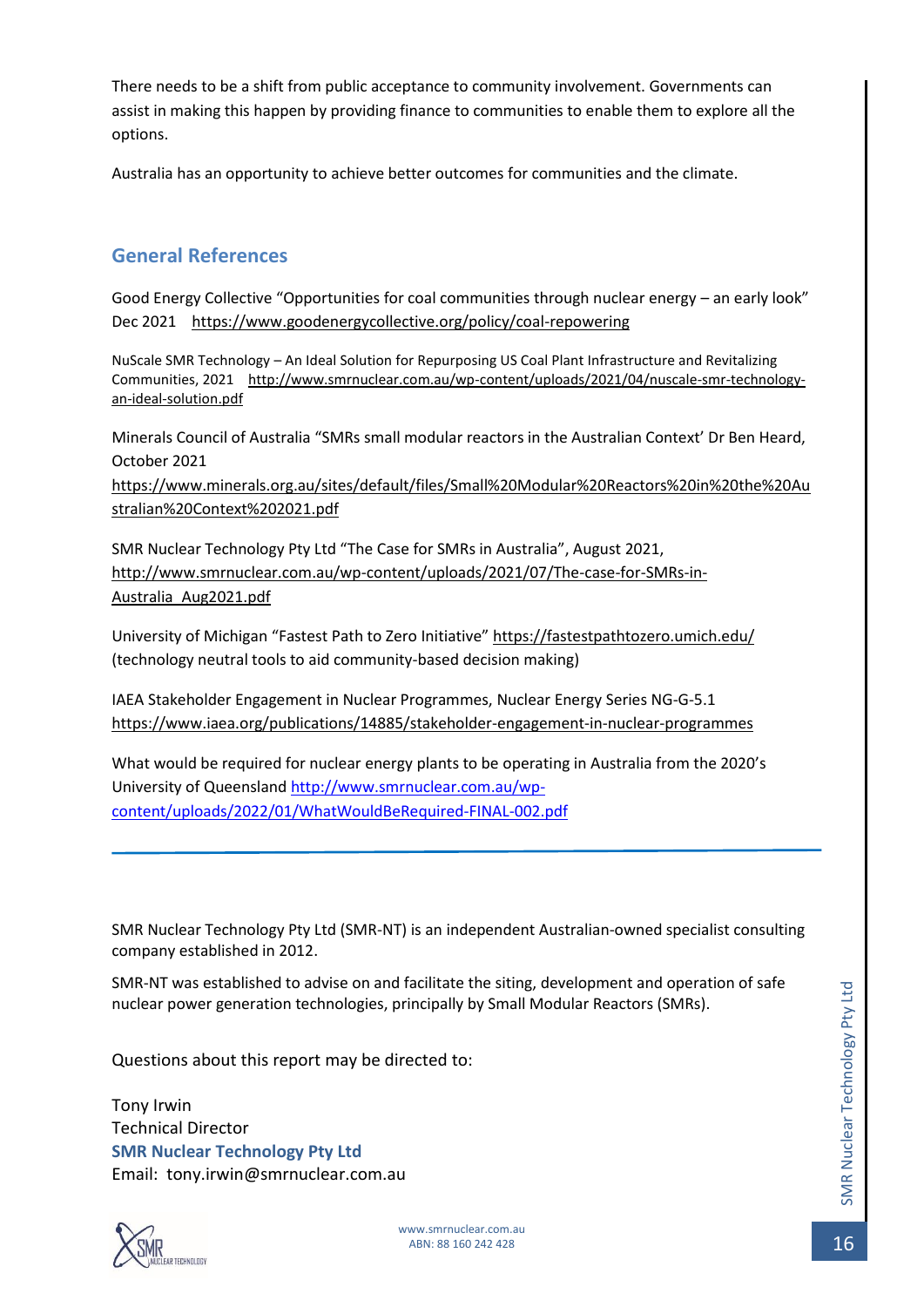There needs to be a shift from public acceptance to community involvement. Governments can assist in making this happen by providing finance to communities to enable them to explore all the options.

Australia has an opportunity to achieve better outcomes for communities and the climate.

## General References

Good Energy Collective "Opportunities for coal communities through nuclear energy – an early look" Dec 2021 https://www.goodenergycollective.org/policy/coal-repowering

NuScale SMR Technology – An Ideal Solution for Repurposing US Coal Plant Infrastructure and Revitalizing Communities, 2021 http://www.smrnuclear.com.au/wp-content/uploads/2021/04/nuscale-smr-technology-an-ideal-solution.pdf

Minerals Council of Australia "SMRs small modular reactors in the Australian Context' Dr Ben Heard, October 2021
https://www.minerals.org.au/sites/default/files/Small%20Modular%20Reactors%20in%20the%20Australian%20Context%202021.pdf

SMR Nuclear Technology Pty Ltd "The Case for SMRs in Australia", August 2021, http://www.smrnuclear.com.au/wp-content/uploads/2021/07/The-case-for-SMRs-in-Australia_Aug2021.pdf

University of Michigan "Fastest Path to Zero Initiative" https://fastestpathtozero.umich.edu/ (technology neutral tools to aid community-based decision making)

IAEA Stakeholder Engagement in Nuclear Programmes, Nuclear Energy Series NG-G-5.1
https://www.iaea.org/publications/14885/stakeholder-engagement-in-nuclear-programmes

What would be required for nuclear energy plants to be operating in Australia from the 2020's University of Queensland http://www.smrnuclear.com.au/wp-content/uploads/2022/01/WhatWouldBeRequired-FINAL-002.pdf

---

SMR Nuclear Technology Pty Ltd (SMR-NT) is an independent Australian-owned specialist consulting company established in 2012.

SMR-NT was established to advise on and facilitate the siting, development and operation of safe nuclear power generation technologies, principally by Small Modular Reactors (SMRs).

Questions about this report may be directed to:

Tony Irwin
Technical Director
**SMR Nuclear Technology Pty Ltd**
Email: tony.irwin@smrnuclear.com.au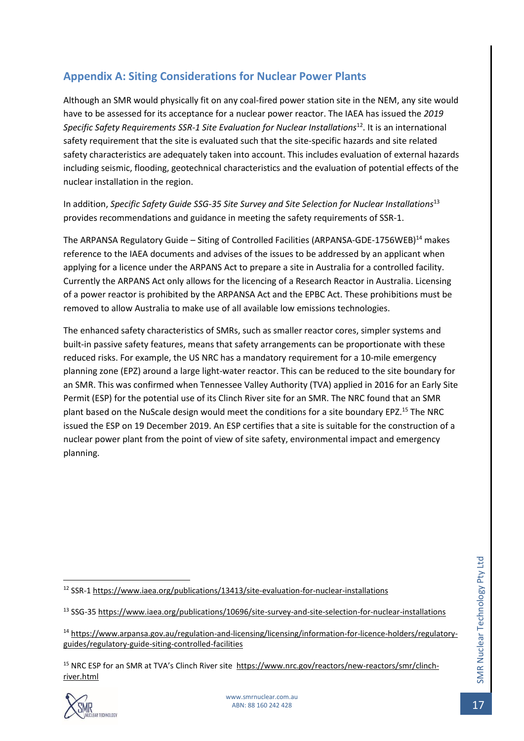## Appendix A: Siting Considerations for Nuclear Power Plants

Although an SMR would physically fit on any coal-fired power station site in the NEM, any site would have to be assessed for its acceptance for a nuclear power reactor. The IAEA has issued the *2019 Specific Safety Requirements SSR-1 Site Evaluation for Nuclear Installations*[12]. It is an international safety requirement that the site is evaluated such that the site-specific hazards and site related safety characteristics are adequately taken into account. This includes evaluation of external hazards including seismic, flooding, geotechnical characteristics and the evaluation of potential effects of the nuclear installation in the region.

In addition, *Specific Safety Guide SSG-35 Site Survey and Site Selection for Nuclear Installations*[13] provides recommendations and guidance in meeting the safety requirements of SSR-1.

The ARPANSA Regulatory Guide – Siting of Controlled Facilities (ARPANSA-GDE-1756WEB)[14] makes reference to the IAEA documents and advises of the issues to be addressed by an applicant when applying for a licence under the ARPANS Act to prepare a site in Australia for a controlled facility. Currently the ARPANS Act only allows for the licencing of a Research Reactor in Australia. Licensing of a power reactor is prohibited by the ARPANSA Act and the EPBC Act. These prohibitions must be removed to allow Australia to make use of all available low emissions technologies.

The enhanced safety characteristics of SMRs, such as smaller reactor cores, simpler systems and built-in passive safety features, means that safety arrangements can be proportionate with these reduced risks. For example, the US NRC has a mandatory requirement for a 10-mile emergency planning zone (EPZ) around a large light-water reactor. This can be reduced to the site boundary for an SMR. This was confirmed when Tennessee Valley Authority (TVA) applied in 2016 for an Early Site Permit (ESP) for the potential use of its Clinch River site for an SMR. The NRC found that an SMR plant based on the NuScale design would meet the conditions for a site boundary EPZ.[15] The NRC issued the ESP on 19 December 2019. An ESP certifies that a site is suitable for the construction of a nuclear power plant from the point of view of site safety, environmental impact and emergency planning.

---

[12] SSR-1 https://www.iaea.org/publications/13413/site-evaluation-for-nuclear-installations

[13] SSG-35 https://www.iaea.org/publications/10696/site-survey-and-site-selection-for-nuclear-installations

[14] https://www.arpansa.gov.au/regulation-and-licensing/licensing/information-for-licence-holders/regulatory-guides/regulatory-guide-siting-controlled-facilities

[15] NRC ESP for an SMR at TVA's Clinch River site https://www.nrc.gov/reactors/new-reactors/smr/clinch-river.html